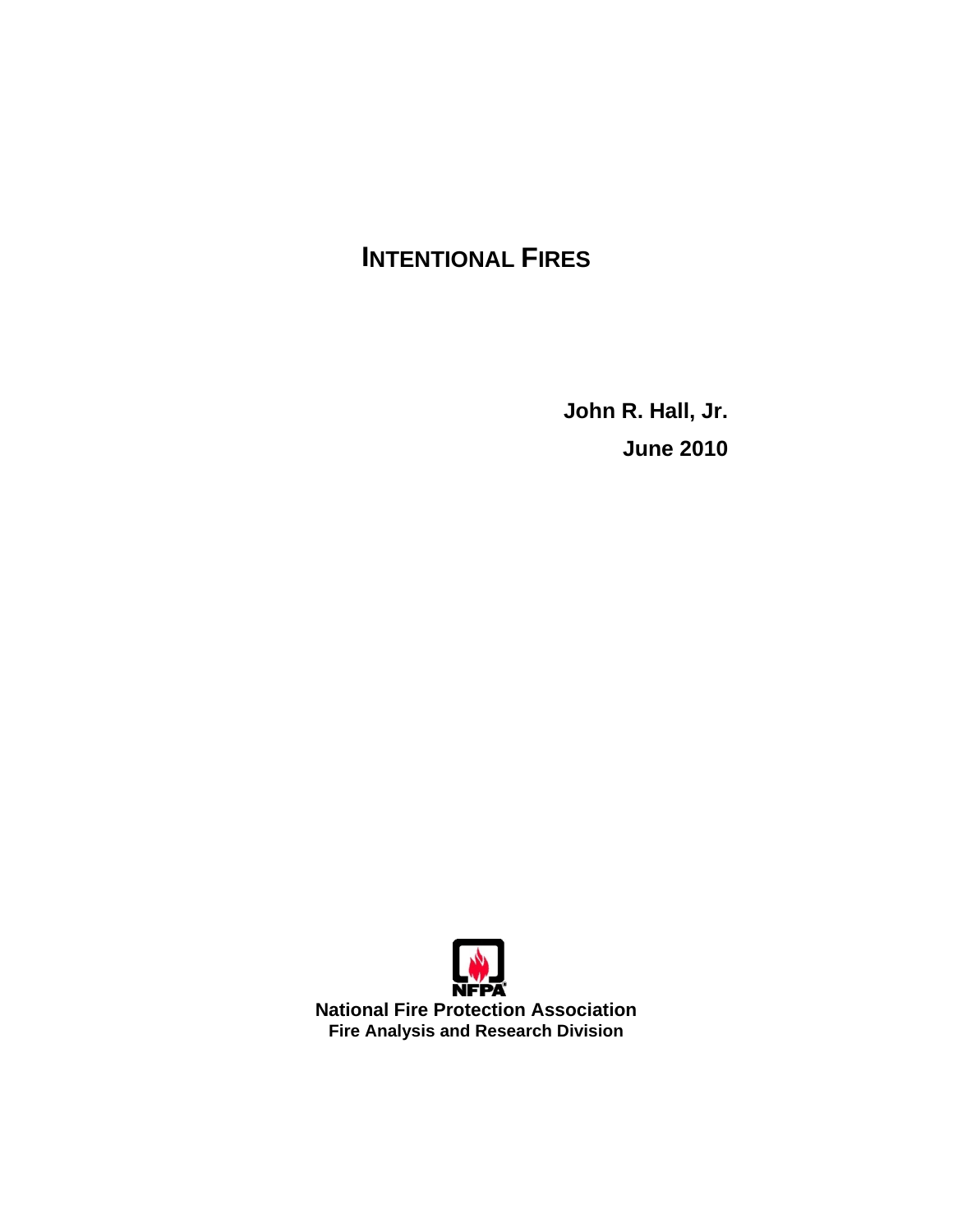# INTENTIONAL FIRES

**John R. Hall, Jr.**

**June 2010**

**National Fire Protection Association**

**Fire Analysis and Research Division**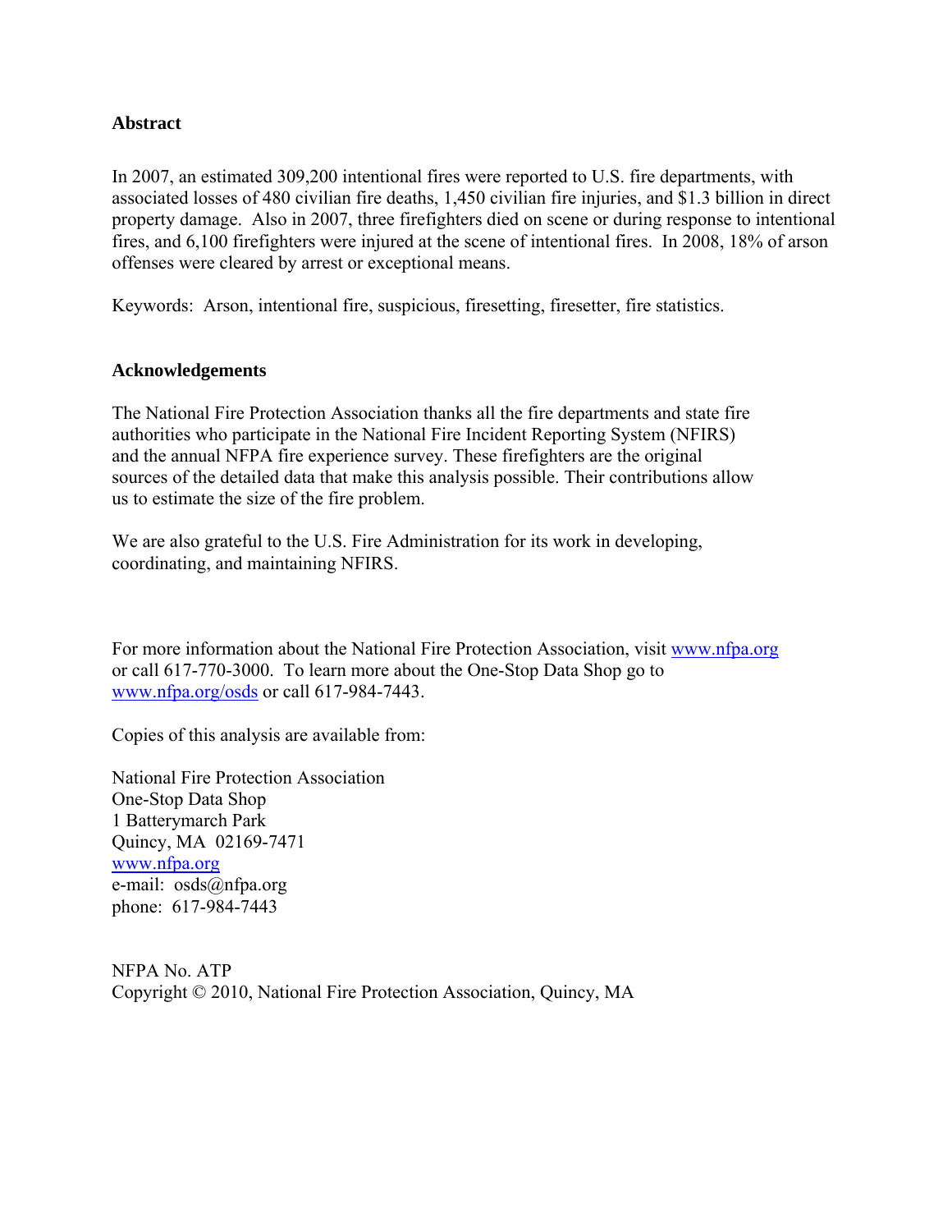## Abstract

In 2007, an estimated 309,200 intentional fires were reported to U.S. fire departments, with associated losses of 480 civilian fire deaths, 1,450 civilian fire injuries, and $1.3 billion in direct property damage. Also in 2007, three firefighters died on scene or during response to intentional fires, and 6,100 firefighters were injured at the scene of intentional fires. In 2008, 18% of arson offenses were cleared by arrest or exceptional means.

Keywords: Arson, intentional fire, suspicious, firesetting, firesetter, fire statistics.

## Acknowledgements

The National Fire Protection Association thanks all the fire departments and state fire authorities who participate in the National Fire Incident Reporting System (NFIRS) and the annual NFPA fire experience survey. These firefighters are the original sources of the detailed data that make this analysis possible. Their contributions allow us to estimate the size of the fire problem.

We are also grateful to the U.S. Fire Administration for its work in developing, coordinating, and maintaining NFIRS.

For more information about the National Fire Protection Association, visit [www.nfpa.org](http://www.nfpa.org) or call 617-770-3000. To learn more about the One-Stop Data Shop go to [www.nfpa.org/osds](http://www.nfpa.org/osds) or call 617-984-7443.

Copies of this analysis are available from:

National Fire Protection Association
One-Stop Data Shop
1 Batterymarch Park
Quincy, MA 02169-7471
[www.nfpa.org](http://www.nfpa.org)
e-mail: osds@nfpa.org
phone: 617-984-7443

NFPA No. ATP
Copyright © 2010, National Fire Protection Association, Quincy, MA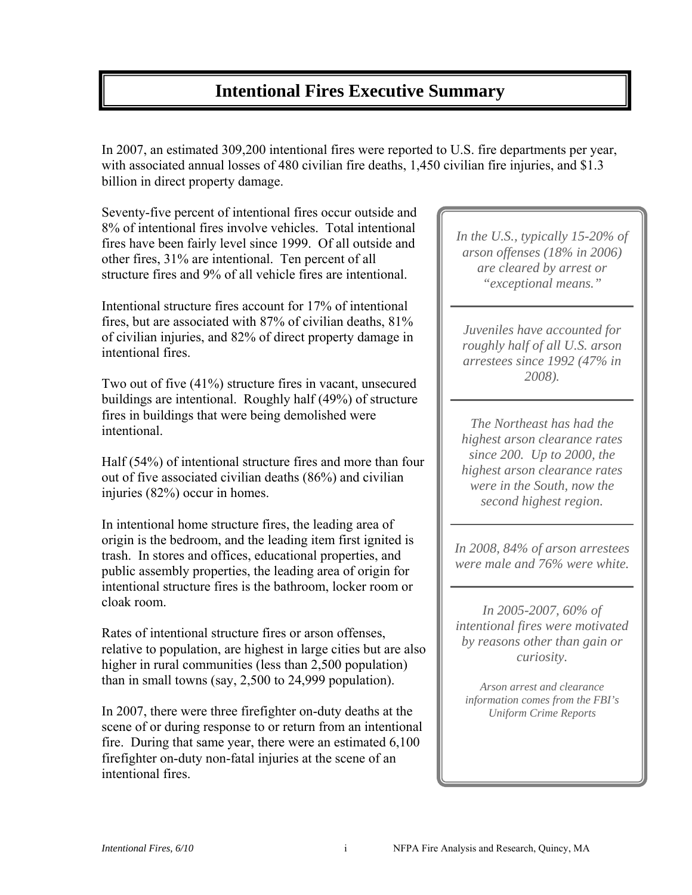# Intentional Fires Executive Summary

In 2007, an estimated 309,200 intentional fires were reported to U.S. fire departments per year, with associated annual losses of 480 civilian fire deaths, 1,450 civilian fire injuries, and $1.3 billion in direct property damage.

Seventy-five percent of intentional fires occur outside and 8% of intentional fires involve vehicles. Total intentional fires have been fairly level since 1999. Of all outside and other fires, 31% are intentional. Ten percent of all structure fires and 9% of all vehicle fires are intentional.

Intentional structure fires account for 17% of intentional fires, but are associated with 87% of civilian deaths, 81% of civilian injuries, and 82% of direct property damage in intentional fires.

Two out of five (41%) structure fires in vacant, unsecured buildings are intentional. Roughly half (49%) of structure fires in buildings that were being demolished were intentional.

Half (54%) of intentional structure fires and more than four out of five associated civilian deaths (86%) and civilian injuries (82%) occur in homes.

In intentional home structure fires, the leading area of origin is the bedroom, and the leading item first ignited is trash. In stores and offices, educational properties, and public assembly properties, the leading area of origin for intentional structure fires is the bathroom, locker room or cloak room.

Rates of intentional structure fires or arson offenses, relative to population, are highest in large cities but are also higher in rural communities (less than 2,500 population) than in small towns (say, 2,500 to 24,999 population).

In 2007, there were three firefighter on-duty deaths at the scene of or during response to or return from an intentional fire. During that same year, there were an estimated 6,100 firefighter on-duty non-fatal injuries at the scene of an intentional fires.

*In the U.S., typically 15-20% of arson offenses (18% in 2006) are cleared by arrest or "exceptional means."*

---

*Juveniles have accounted for roughly half of all U.S. arson arrestees since 1992 (47% in 2008).*

---

*The Northeast has had the highest arson clearance rates since 200. Up to 2000, the highest arson clearance rates were in the South, now the second highest region.*

---

*In 2008, 84% of arson arrestees were male and 76% were white.*

---

*In 2005-2007, 60% of intentional fires were motivated by reasons other than gain or curiosity.*

*Arson arrest and clearance information comes from the FBI's Uniform Crime Reports*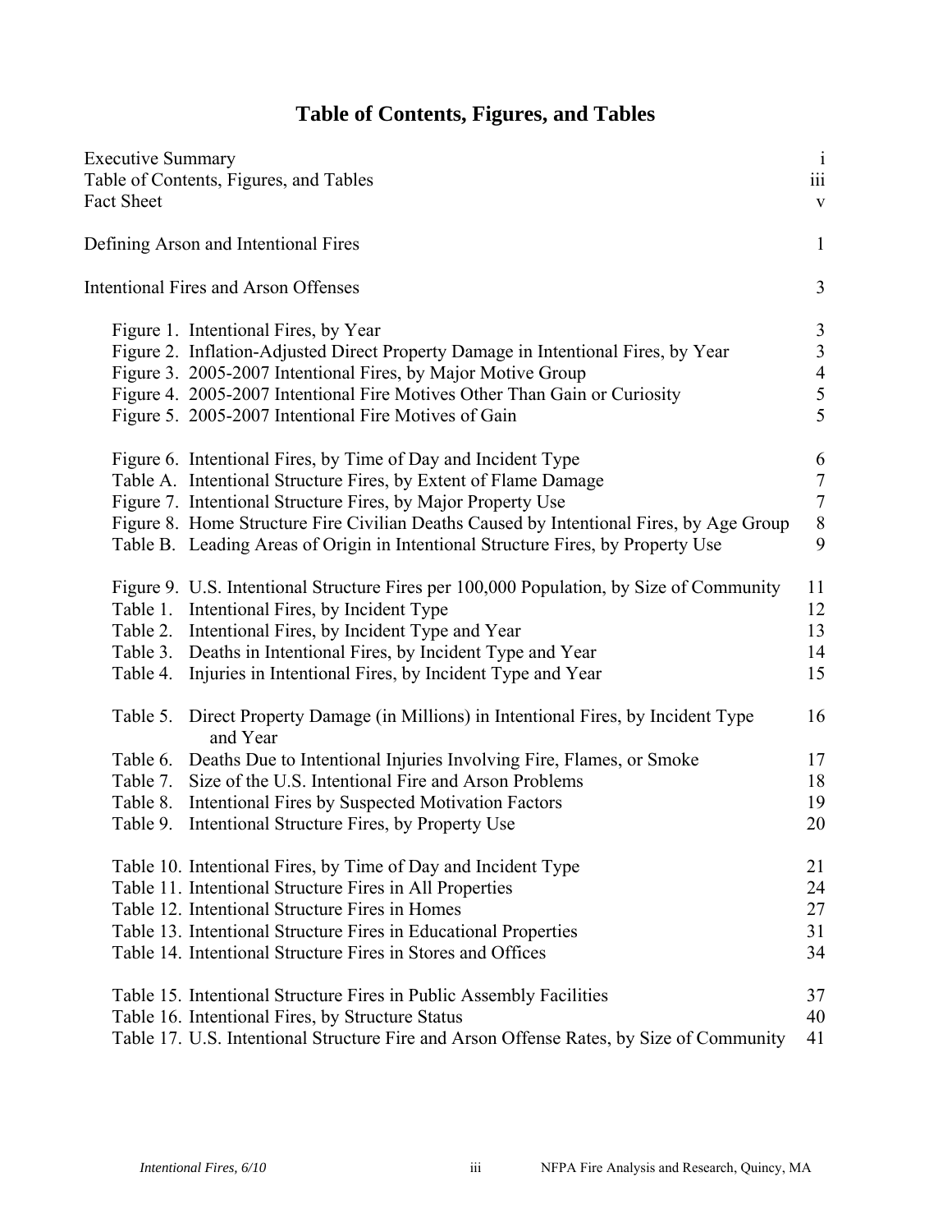# Table of Contents, Figures, and Tables

| | |
|---|---|
| Executive Summary | i |
| Table of Contents, Figures, and Tables | iii |
| Fact Sheet | v |
| | |
| Defining Arson and Intentional Fires | 1 |
| | |
| Intentional Fires and Arson Offenses | 3 |
| | |
| Figure 1. Intentional Fires, by Year | 3 |
| Figure 2. Inflation-Adjusted Direct Property Damage in Intentional Fires, by Year | 3 |
| Figure 3. 2005-2007 Intentional Fires, by Major Motive Group | 4 |
| Figure 4. 2005-2007 Intentional Fire Motives Other Than Gain or Curiosity | 5 |
| Figure 5. 2005-2007 Intentional Fire Motives of Gain | 5 |
| | |
| Figure 6. Intentional Fires, by Time of Day and Incident Type | 6 |
| Table A. Intentional Structure Fires, by Extent of Flame Damage | 7 |
| Figure 7. Intentional Structure Fires, by Major Property Use | 7 |
| Figure 8. Home Structure Fire Civilian Deaths Caused by Intentional Fires, by Age Group | 8 |
| Table B. Leading Areas of Origin in Intentional Structure Fires, by Property Use | 9 |
| | |
| Figure 9. U.S. Intentional Structure Fires per 100,000 Population, by Size of Community | 11 |
| Table 1. Intentional Fires, by Incident Type | 12 |
| Table 2. Intentional Fires, by Incident Type and Year | 13 |
| Table 3. Deaths in Intentional Fires, by Incident Type and Year | 14 |
| Table 4. Injuries in Intentional Fires, by Incident Type and Year | 15 |
| | |
| Table 5. Direct Property Damage (in Millions) in Intentional Fires, by Incident Type and Year | 16 |
| Table 6. Deaths Due to Intentional Injuries Involving Fire, Flames, or Smoke | 17 |
| Table 7. Size of the U.S. Intentional Fire and Arson Problems | 18 |
| Table 8. Intentional Fires by Suspected Motivation Factors | 19 |
| Table 9. Intentional Structure Fires, by Property Use | 20 |
| | |
| Table 10. Intentional Fires, by Time of Day and Incident Type | 21 |
| Table 11. Intentional Structure Fires in All Properties | 24 |
| Table 12. Intentional Structure Fires in Homes | 27 |
| Table 13. Intentional Structure Fires in Educational Properties | 31 |
| Table 14. Intentional Structure Fires in Stores and Offices | 34 |
| | |
| Table 15. Intentional Structure Fires in Public Assembly Facilities | 37 |
| Table 16. Intentional Fires, by Structure Status | 40 |
| Table 17. U.S. Intentional Structure Fire and Arson Offense Rates, by Size of Community | 41 |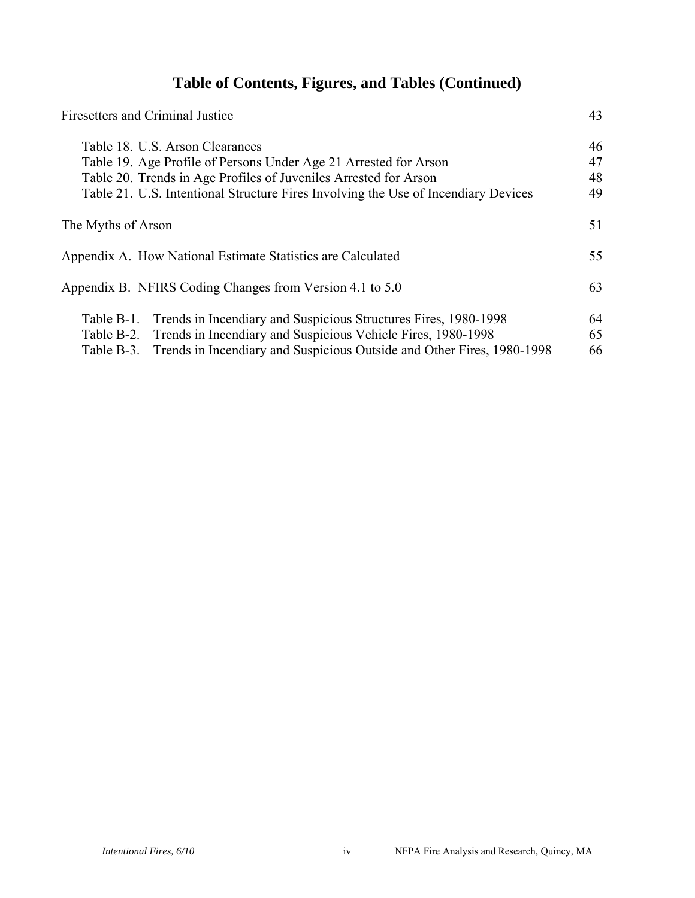# Table of Contents, Figures, and Tables (Continued)

| | |
|---|---|
| Firesetters and Criminal Justice | 43 |
| Table 18. U.S. Arson Clearances | 46 |
| Table 19. Age Profile of Persons Under Age 21 Arrested for Arson | 47 |
| Table 20. Trends in Age Profiles of Juveniles Arrested for Arson | 48 |
| Table 21. U.S. Intentional Structure Fires Involving the Use of Incendiary Devices | 49 |
| The Myths of Arson | 51 |
| Appendix A. How National Estimate Statistics are Calculated | 55 |
| Appendix B. NFIRS Coding Changes from Version 4.1 to 5.0 | 63 |
| Table B-1. Trends in Incendiary and Suspicious Structures Fires, 1980-1998 | 64 |
| Table B-2. Trends in Incendiary and Suspicious Vehicle Fires, 1980-1998 | 65 |
| Table B-3. Trends in Incendiary and Suspicious Outside and Other Fires, 1980-1998 | 66 |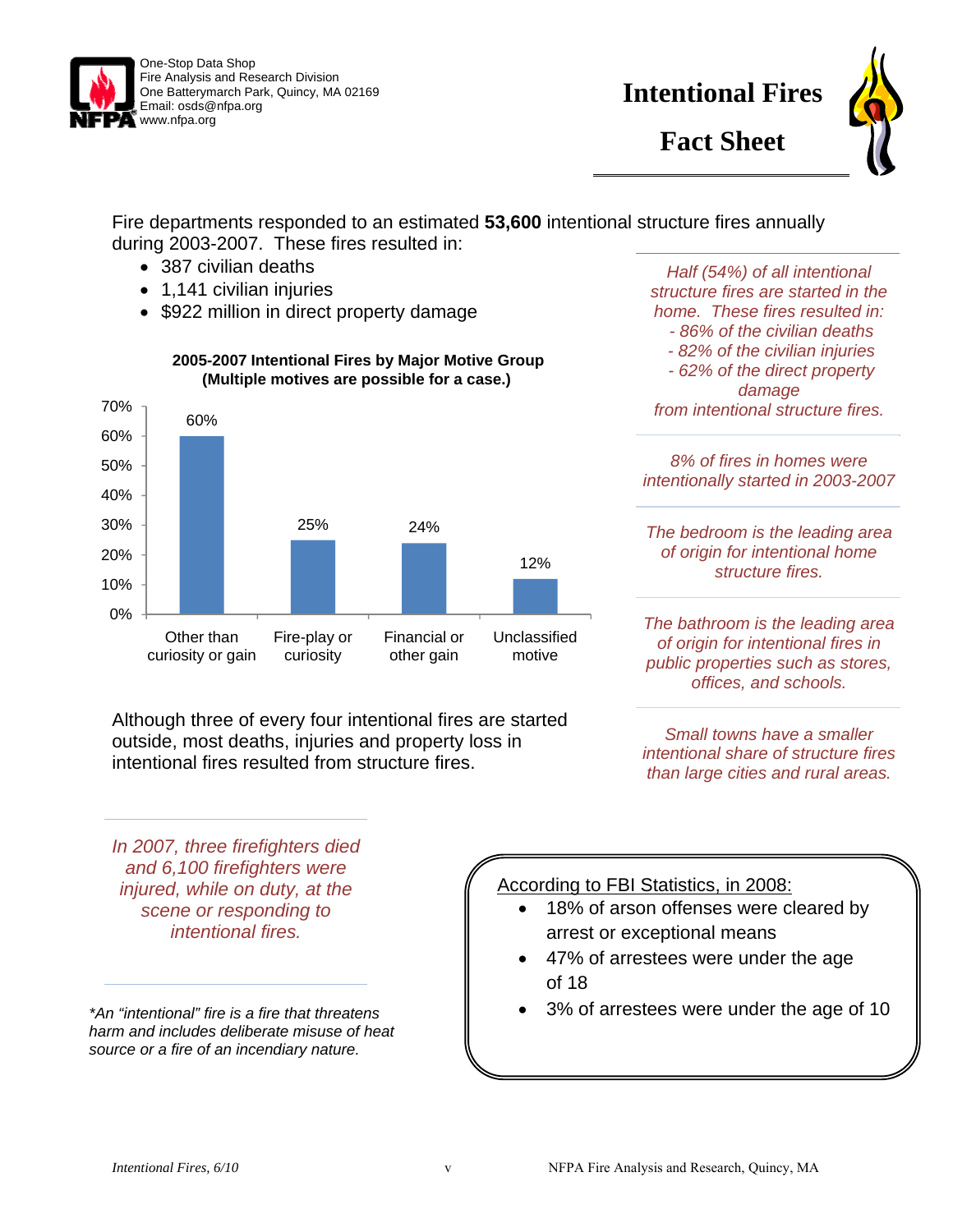One-Stop Data Shop
Fire Analysis and Research Division
One Batterymarch Park, Quincy, MA 02169
Email: osds@nfpa.org
www.nfpa.org

# Intentional Fires Fact Sheet

Fire departments responded to an estimated **53,600** intentional structure fires annually during 2003-2007. These fires resulted in:

- 387 civilian deaths
- 1,141 civilian injuries
- $922 million in direct property damage

**2005-2007 Intentional Fires by Major Motive Group**
**(Multiple motives are possible for a case.)**

70%
60%
50%
40%
30%
20%
10%
0%

60%
Other than curiosity or gain

25%
Fire-play or curiosity

24%
Financial or other gain

12%
Unclassified motive

Although three of every four intentional fires are started outside, most deaths, injuries and property loss in intentional fires resulted from structure fires.

*Half (54%) of all intentional structure fires are started in the home. These fires resulted in:*
*- 86% of the civilian deaths*
*- 82% of the civilian injuries*
*- 62% of the direct property damage*
*from intentional structure fires.*

*8% of fires in homes were intentionally started in 2003-2007*

*The bedroom is the leading area of origin for intentional home structure fires.*

*The bathroom is the leading area of origin for intentional fires in public properties such as stores, offices, and schools.*

*Small towns have a smaller intentional share of structure fires than large cities and rural areas.*

*In 2007, three firefighters died and 6,100 firefighters were injured, while on duty, at the scene or responding to intentional fires.*

*\*An "intentional" fire is a fire that threatens harm and includes deliberate misuse of heat source or a fire of an incendiary nature.*

<u>According to FBI Statistics, in 2008:</u>

- 18% of arson offenses were cleared by arrest or exceptional means
- 47% of arrestees were under the age of 18
- 3% of arrestees were under the age of 10